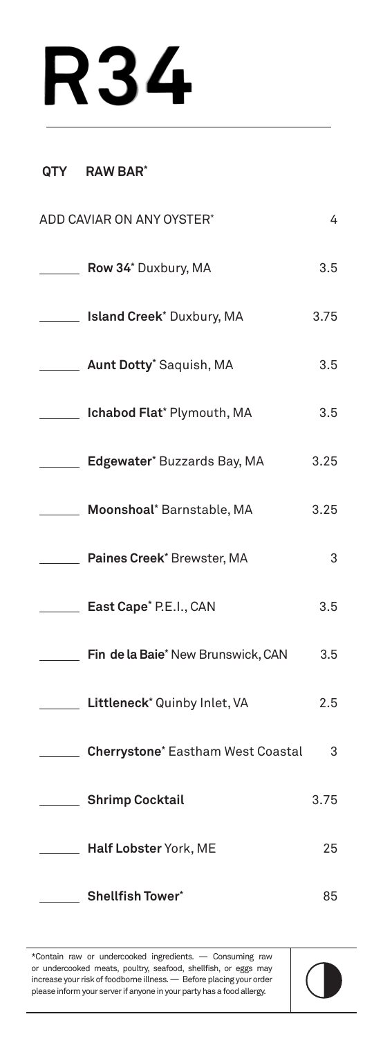# R34

| QTY | RAW BAR* | |
|---|---|---|
| | ADD CAVIAR ON ANY OYSTER* | 4 |
| ______ | **Row 34*** Duxbury, MA | 3.5 |
| ______ | **Island Creek*** Duxbury, MA | 3.75 |
| ______ | **Aunt Dotty*** Saquish, MA | 3.5 |
| ______ | **Ichabod Flat*** Plymouth, MA | 3.5 |
| ______ | **Edgewater*** Buzzards Bay, MA | 3.25 |
| ______ | **Moonshoal*** Barnstable, MA | 3.25 |
| ______ | **Paines Creek*** Brewster, MA | 3 |
| ______ | **East Cape*** P.E.I., CAN | 3.5 |
| ______ | **Fin de la Baie*** New Brunswick, CAN | 3.5 |
| ______ | **Littleneck*** Quinby Inlet, VA | 2.5 |
| ______ | **Cherrystone*** Eastham West Coastal | 3 |
| ______ | **Shrimp Cocktail** | 3.75 |
| ______ | **Half Lobster** York, ME | 25 |
| ______ | **Shellfish Tower*** | 85 |

*Contain raw or undercooked ingredients. — Consuming raw or undercooked meats, poultry, seafood, shellfish, or eggs may increase your risk of foodborne illness. — Before placing your order please inform your server if anyone in your party has a food allergy.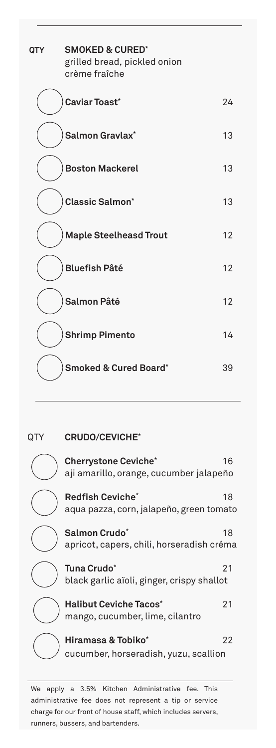| QTY | SMOKED & CURED* grilled bread, pickled onion crème fraîche | |
|---|---|---|
| ◯ | **Caviar Toast*** | 24 |
| ◯ | **Salmon Gravlax*** | 13 |
| ◯ | **Boston Mackerel** | 13 |
| ◯ | **Classic Salmon*** | 13 |
| ◯ | **Maple Steelheasd Trout** | 12 |
| ◯ | **Bluefish Pâté** | 12 |
| ◯ | **Salmon Pâté** | 12 |
| ◯ | **Shrimp Pimento** | 14 |
| ◯ | **Smoked & Cured Board*** | 39 |

| QTY | CRUDO/CEVICHE* | |
|---|---|---|
| ◯ | **Cherrystone Ceviche*** aji amarillo, orange, cucumber jalapeño | 16 |
| ◯ | **Redfish Ceviche*** aqua pazza, corn, jalapeño, green tomato | 18 |
| ◯ | **Salmon Crudo*** apricot, capers, chili, horseradish créma | 18 |
| ◯ | **Tuna Crudo*** black garlic aïoli, ginger, crispy shallot | 21 |
| ◯ | **Halibut Ceviche Tacos*** mango, cucumber, lime, cilantro | 21 |
| ◯ | **Hiramasa & Tobiko*** cucumber, horseradish, yuzu, scallion | 22 |

We apply a 3.5% Kitchen Administrative fee. This administrative fee does not represent a tip or service charge for our front of house staff, which includes servers, runners, bussers, and bartenders.